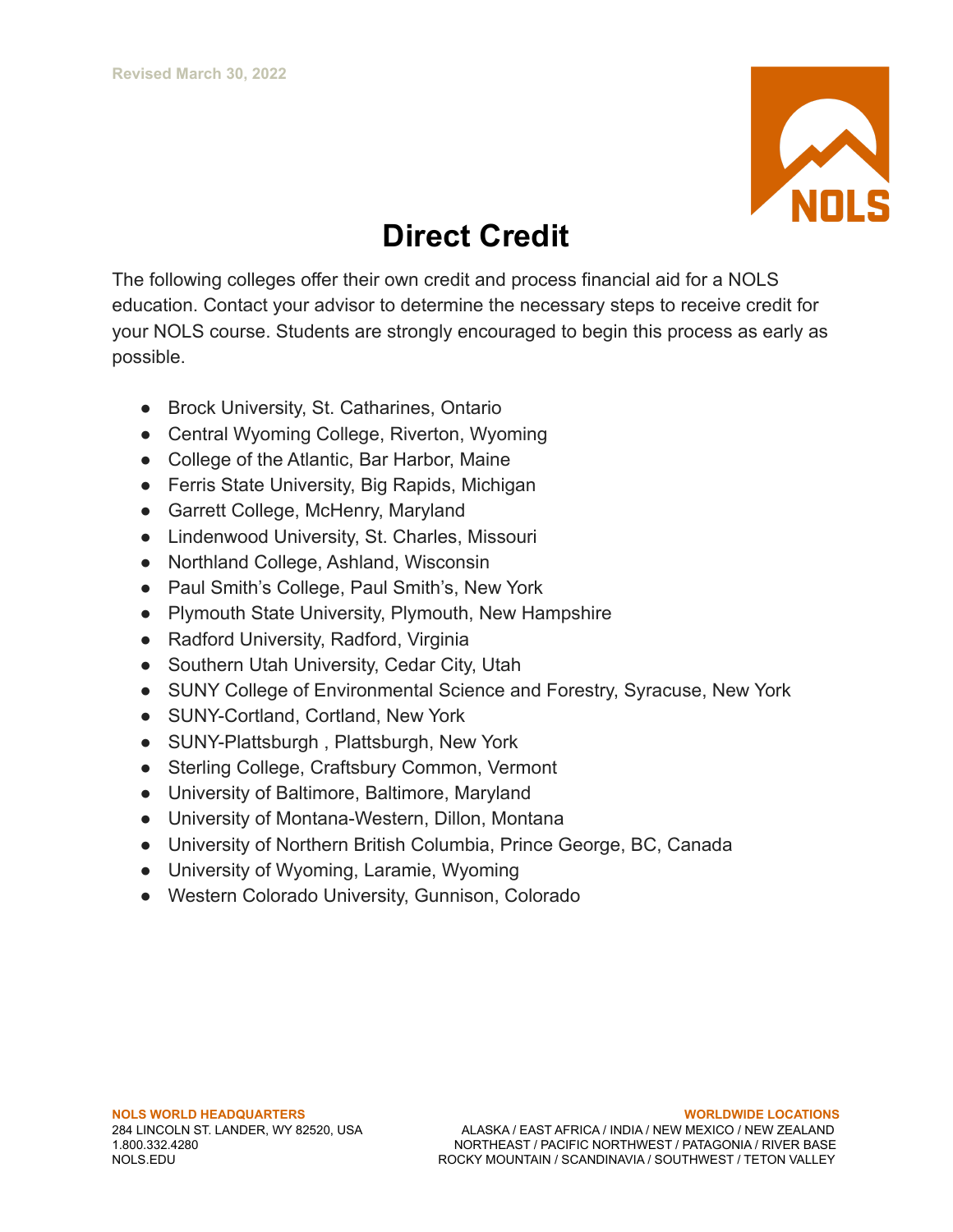Revised March 30, 2022

# Direct Credit

The following colleges offer their own credit and process financial aid for a NOLS education. Contact your advisor to determine the necessary steps to receive credit for your NOLS course. Students are strongly encouraged to begin this process as early as possible.

- Brock University, St. Catharines, Ontario
- Central Wyoming College, Riverton, Wyoming
- College of the Atlantic, Bar Harbor, Maine
- Ferris State University, Big Rapids, Michigan
- Garrett College, McHenry, Maryland
- Lindenwood University, St. Charles, Missouri
- Northland College, Ashland, Wisconsin
- Paul Smith's College, Paul Smith's, New York
- Plymouth State University, Plymouth, New Hampshire
- Radford University, Radford, Virginia
- Southern Utah University, Cedar City, Utah
- SUNY College of Environmental Science and Forestry, Syracuse, New York
- SUNY-Cortland, Cortland, New York
- SUNY-Plattsburgh , Plattsburgh, New York
- Sterling College, Craftsbury Common, Vermont
- University of Baltimore, Baltimore, Maryland
- University of Montana-Western, Dillon, Montana
- University of Northern British Columbia, Prince George, BC, Canada
- University of Wyoming, Laramie, Wyoming
- Western Colorado University, Gunnison, Colorado

**NOLS WORLD HEADQUARTERS**
284 LINCOLN ST. LANDER, WY 82520, USA
1.800.332.4280
NOLS.EDU

**WORLDWIDE LOCATIONS**
ALASKA / EAST AFRICA / INDIA / NEW MEXICO / NEW ZEALAND
NORTHEAST / PACIFIC NORTHWEST / PATAGONIA / RIVER BASE
ROCKY MOUNTAIN / SCANDINAVIA / SOUTHWEST / TETON VALLEY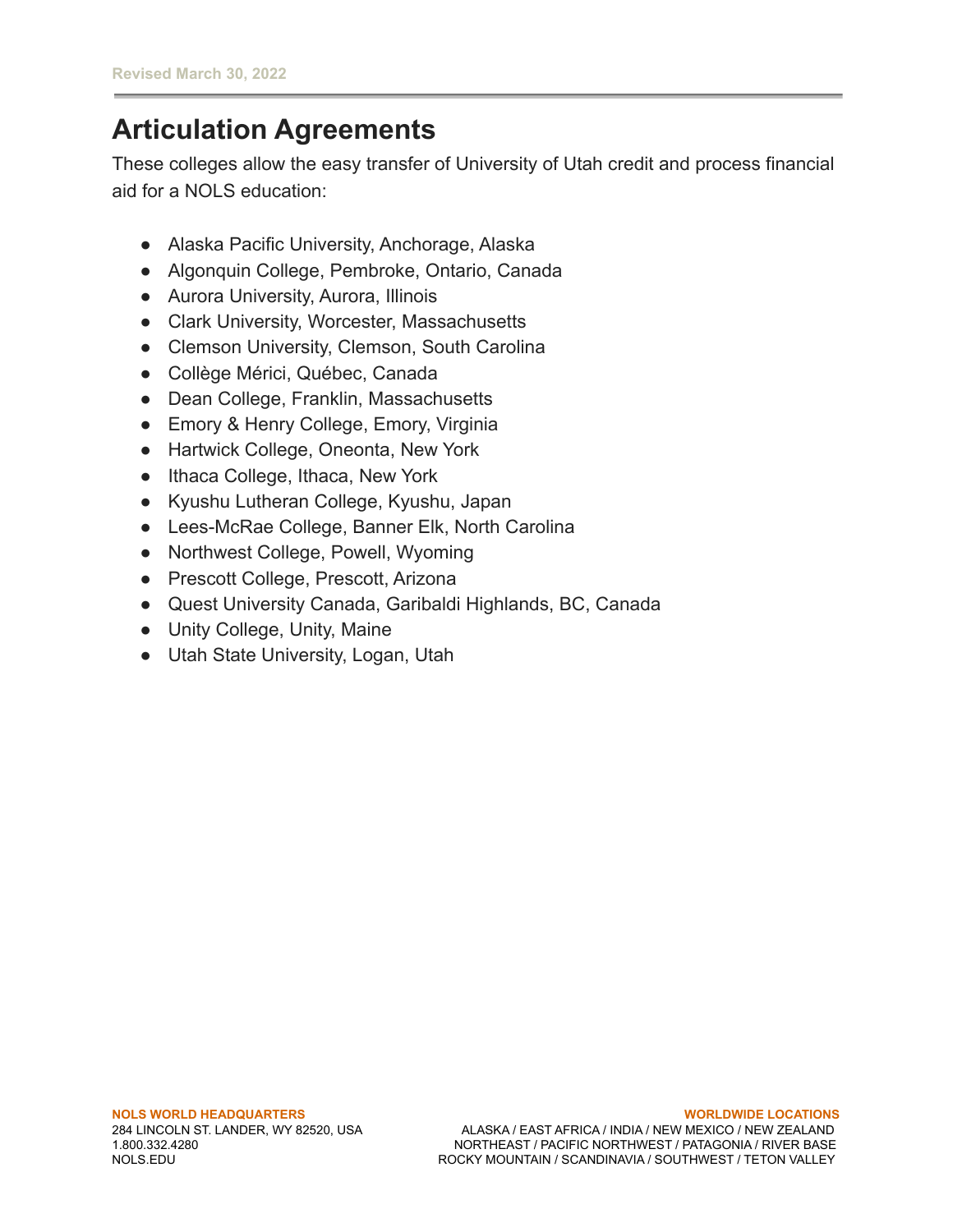## Articulation Agreements

These colleges allow the easy transfer of University of Utah credit and process financial aid for a NOLS education:

- Alaska Pacific University, Anchorage, Alaska
- Algonquin College, Pembroke, Ontario, Canada
- Aurora University, Aurora, Illinois
- Clark University, Worcester, Massachusetts
- Clemson University, Clemson, South Carolina
- Collège Mérici, Québec, Canada
- Dean College, Franklin, Massachusetts
- Emory & Henry College, Emory, Virginia
- Hartwick College, Oneonta, New York
- Ithaca College, Ithaca, New York
- Kyushu Lutheran College, Kyushu, Japan
- Lees-McRae College, Banner Elk, North Carolina
- Northwest College, Powell, Wyoming
- Prescott College, Prescott, Arizona
- Quest University Canada, Garibaldi Highlands, BC, Canada
- Unity College, Unity, Maine
- Utah State University, Logan, Utah